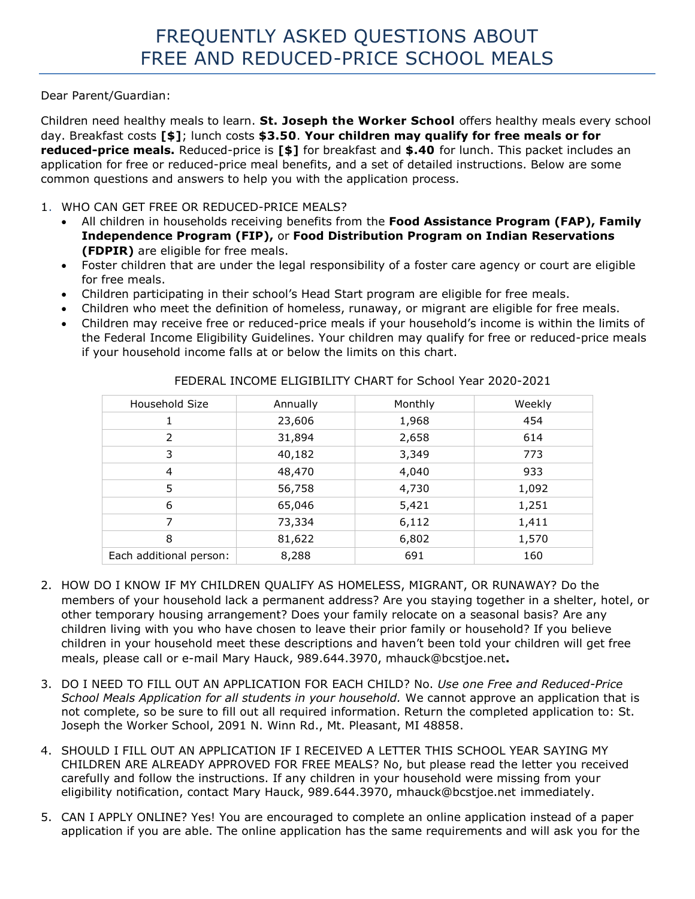# FREQUENTLY ASKED QUESTIONS ABOUT FREE AND REDUCED-PRICE SCHOOL MEALS

Dear Parent/Guardian:

Children need healthy meals to learn. **St. Joseph the Worker School** offers healthy meals every school day. Breakfast costs **[$]**; lunch costs **$3.50**. **Your children may qualify for free meals or for reduced-price meals.** Reduced-price is **[$]** for breakfast and **$.40** for lunch. This packet includes an application for free or reduced-price meal benefits, and a set of detailed instructions. Below are some common questions and answers to help you with the application process.

1. WHO CAN GET FREE OR REDUCED-PRICE MEALS?
   - All children in households receiving benefits from the **Food Assistance Program (FAP), Family Independence Program (FIP),** or **Food Distribution Program on Indian Reservations (FDPIR)** are eligible for free meals.
   - Foster children that are under the legal responsibility of a foster care agency or court are eligible for free meals.
   - Children participating in their school's Head Start program are eligible for free meals.
   - Children who meet the definition of homeless, runaway, or migrant are eligible for free meals.
   - Children may receive free or reduced-price meals if your household's income is within the limits of the Federal Income Eligibility Guidelines. Your children may qualify for free or reduced-price meals if your household income falls at or below the limits on this chart.

FEDERAL INCOME ELIGIBILITY CHART for School Year 2020-2021

| Household Size | Annually | Monthly | Weekly |
|---|---|---|---|
| 1 | 23,606 | 1,968 | 454 |
| 2 | 31,894 | 2,658 | 614 |
| 3 | 40,182 | 3,349 | 773 |
| 4 | 48,470 | 4,040 | 933 |
| 5 | 56,758 | 4,730 | 1,092 |
| 6 | 65,046 | 5,421 | 1,251 |
| 7 | 73,334 | 6,112 | 1,411 |
| 8 | 81,622 | 6,802 | 1,570 |
| Each additional person: | 8,288 | 691 | 160 |

2. HOW DO I KNOW IF MY CHILDREN QUALIFY AS HOMELESS, MIGRANT, OR RUNAWAY? Do the members of your household lack a permanent address? Are you staying together in a shelter, hotel, or other temporary housing arrangement? Does your family relocate on a seasonal basis? Are any children living with you who have chosen to leave their prior family or household? If you believe children in your household meet these descriptions and haven't been told your children will get free meals, please call or e-mail Mary Hauck, 989.644.3970, mhauck@bcstjoe.net**.**

3. DO I NEED TO FILL OUT AN APPLICATION FOR EACH CHILD? No. *Use one Free and Reduced-Price School Meals Application for all students in your household.* We cannot approve an application that is not complete, so be sure to fill out all required information. Return the completed application to: St. Joseph the Worker School, 2091 N. Winn Rd., Mt. Pleasant, MI 48858.

4. SHOULD I FILL OUT AN APPLICATION IF I RECEIVED A LETTER THIS SCHOOL YEAR SAYING MY CHILDREN ARE ALREADY APPROVED FOR FREE MEALS? No, but please read the letter you received carefully and follow the instructions. If any children in your household were missing from your eligibility notification, contact Mary Hauck, 989.644.3970, mhauck@bcstjoe.net immediately.

5. CAN I APPLY ONLINE? Yes! You are encouraged to complete an online application instead of a paper application if you are able. The online application has the same requirements and will ask you for the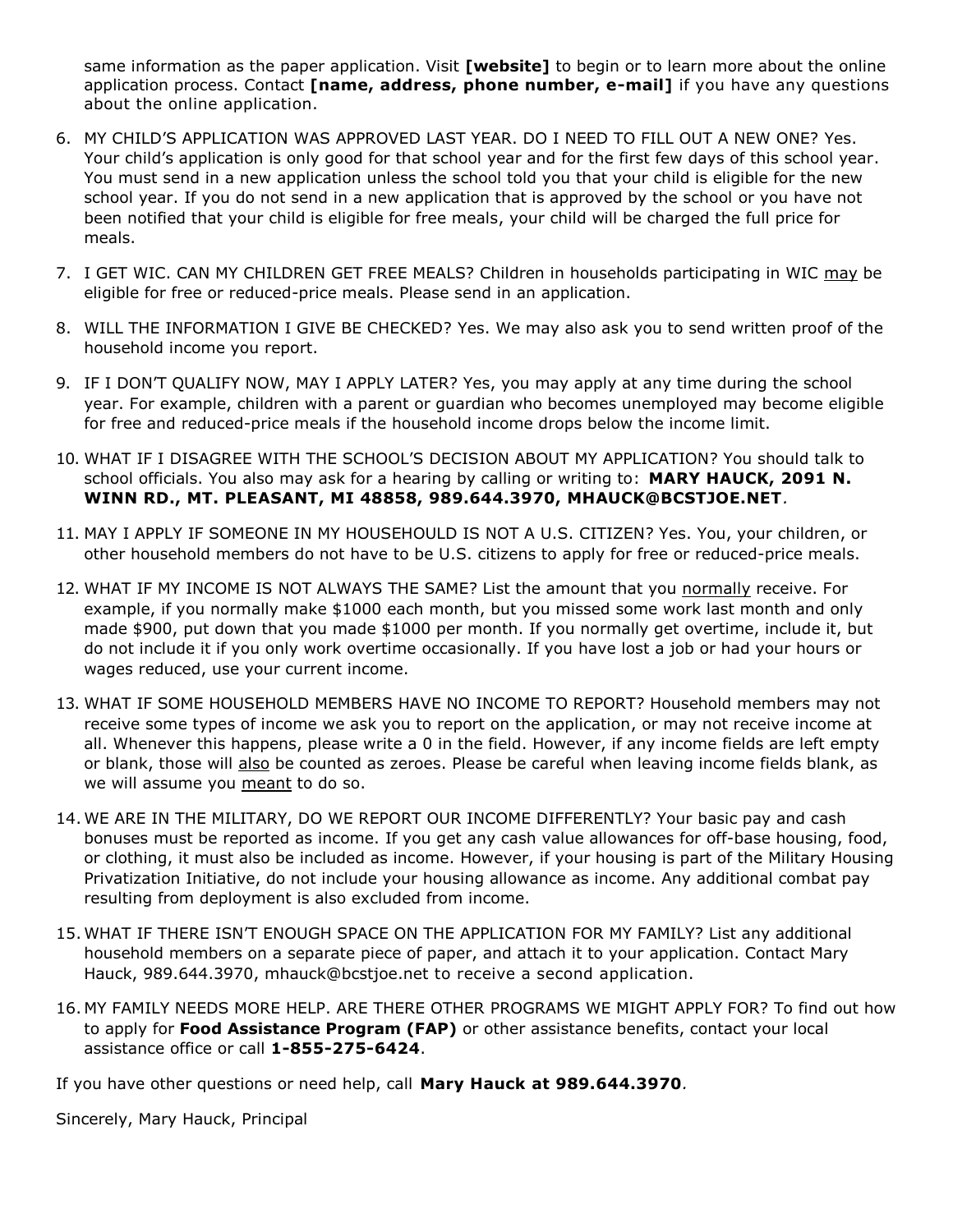same information as the paper application. Visit **[website]** to begin or to learn more about the online application process. Contact **[name, address, phone number, e-mail]** if you have any questions about the online application.

6. MY CHILD'S APPLICATION WAS APPROVED LAST YEAR. DO I NEED TO FILL OUT A NEW ONE? Yes. Your child's application is only good for that school year and for the first few days of this school year. You must send in a new application unless the school told you that your child is eligible for the new school year. If you do not send in a new application that is approved by the school or you have not been notified that your child is eligible for free meals, your child will be charged the full price for meals.

7. I GET WIC. CAN MY CHILDREN GET FREE MEALS? Children in households participating in WIC may be eligible for free or reduced-price meals. Please send in an application.

8. WILL THE INFORMATION I GIVE BE CHECKED? Yes. We may also ask you to send written proof of the household income you report.

9. IF I DON'T QUALIFY NOW, MAY I APPLY LATER? Yes, you may apply at any time during the school year. For example, children with a parent or guardian who becomes unemployed may become eligible for free and reduced-price meals if the household income drops below the income limit.

10. WHAT IF I DISAGREE WITH THE SCHOOL'S DECISION ABOUT MY APPLICATION? You should talk to school officials. You also may ask for a hearing by calling or writing to: **MARY HAUCK, 2091 N. WINN RD., MT. PLEASANT, MI 48858, 989.644.3970, MHAUCK@BCSTJOE.NET**.

11. MAY I APPLY IF SOMEONE IN MY HOUSEHOULD IS NOT A U.S. CITIZEN? Yes. You, your children, or other household members do not have to be U.S. citizens to apply for free or reduced-price meals.

12. WHAT IF MY INCOME IS NOT ALWAYS THE SAME? List the amount that you normally receive. For example, if you normally make $1000 each month, but you missed some work last month and only made $900, put down that you made $1000 per month. If you normally get overtime, include it, but do not include it if you only work overtime occasionally. If you have lost a job or had your hours or wages reduced, use your current income.

13. WHAT IF SOME HOUSEHOLD MEMBERS HAVE NO INCOME TO REPORT? Household members may not receive some types of income we ask you to report on the application, or may not receive income at all. Whenever this happens, please write a 0 in the field. However, if any income fields are left empty or blank, those will also be counted as zeroes. Please be careful when leaving income fields blank, as we will assume you meant to do so.

14. WE ARE IN THE MILITARY, DO WE REPORT OUR INCOME DIFFERENTLY? Your basic pay and cash bonuses must be reported as income. If you get any cash value allowances for off-base housing, food, or clothing, it must also be included as income. However, if your housing is part of the Military Housing Privatization Initiative, do not include your housing allowance as income. Any additional combat pay resulting from deployment is also excluded from income.

15. WHAT IF THERE ISN'T ENOUGH SPACE ON THE APPLICATION FOR MY FAMILY? List any additional household members on a separate piece of paper, and attach it to your application. Contact Mary Hauck, 989.644.3970, mhauck@bcstjoe.net to receive a second application.

16. MY FAMILY NEEDS MORE HELP. ARE THERE OTHER PROGRAMS WE MIGHT APPLY FOR? To find out how to apply for **Food Assistance Program (FAP)** or other assistance benefits, contact your local assistance office or call **1-855-275-6424**.

If you have other questions or need help, call **Mary Hauck at 989.644.3970**.

Sincerely, Mary Hauck, Principal